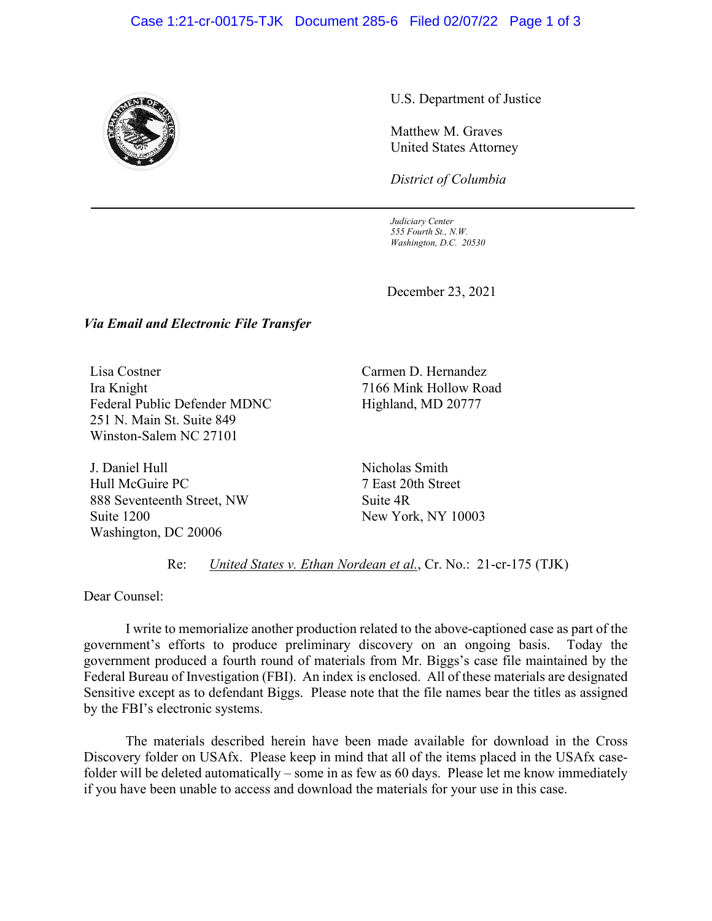U.S. Department of Justice

Matthew M. Graves
United States Attorney

*District of Columbia*

---

*Judiciary Center*
*555 Fourth St., N.W.*
*Washington, D.C. 20530*

December 23, 2021

***Via Email and Electronic File Transfer***

Lisa Costner
Ira Knight
Federal Public Defender MDNC
251 N. Main St. Suite 849
Winston-Salem NC 27101

Carmen D. Hernandez
7166 Mink Hollow Road
Highland, MD 20777

J. Daniel Hull
Hull McGuire PC
888 Seventeenth Street, NW
Suite 1200
Washington, DC 20006

Nicholas Smith
7 East 20th Street
Suite 4R
New York, NY 10003

Re: *United States v. Ethan Nordean et al.*, Cr. No.: 21-cr-175 (TJK)

Dear Counsel:

I write to memorialize another production related to the above-captioned case as part of the government's efforts to produce preliminary discovery on an ongoing basis. Today the government produced a fourth round of materials from Mr. Biggs's case file maintained by the Federal Bureau of Investigation (FBI). An index is enclosed. All of these materials are designated Sensitive except as to defendant Biggs. Please note that the file names bear the titles as assigned by the FBI's electronic systems.

The materials described herein have been made available for download in the Cross Discovery folder on USAfx. Please keep in mind that all of the items placed in the USAfx case-folder will be deleted automatically – some in as few as 60 days. Please let me know immediately if you have been unable to access and download the materials for your use in this case.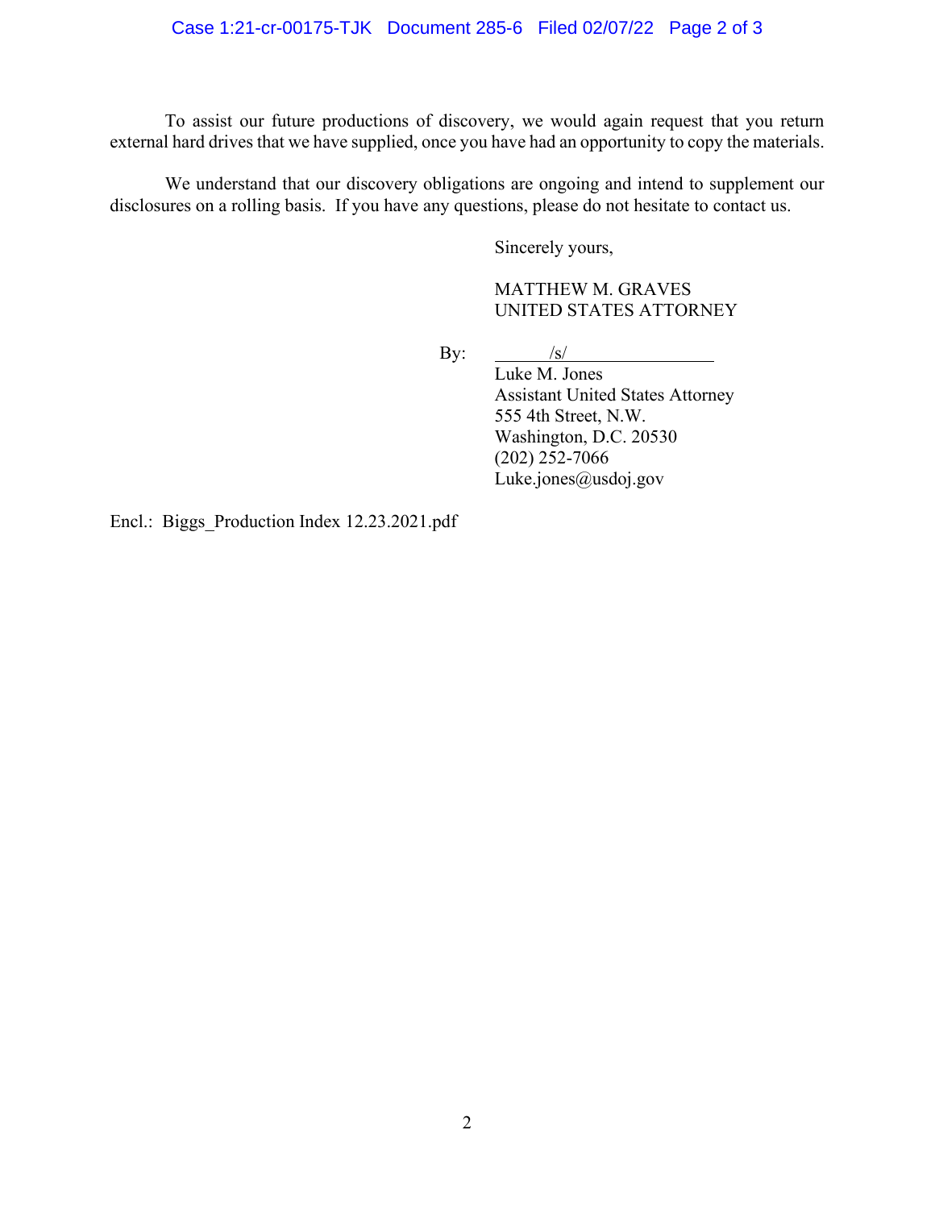To assist our future productions of discovery, we would again request that you return external hard drives that we have supplied, once you have had an opportunity to copy the materials.

We understand that our discovery obligations are ongoing and intend to supplement our disclosures on a rolling basis. If you have any questions, please do not hesitate to contact us.

Sincerely yours,

MATTHEW M. GRAVES
UNITED STATES ATTORNEY

By: /s/
Luke M. Jones
Assistant United States Attorney
555 4th Street, N.W.
Washington, D.C. 20530
(202) 252-7066
Luke.jones@usdoj.gov

Encl.: Biggs_Production Index 12.23.2021.pdf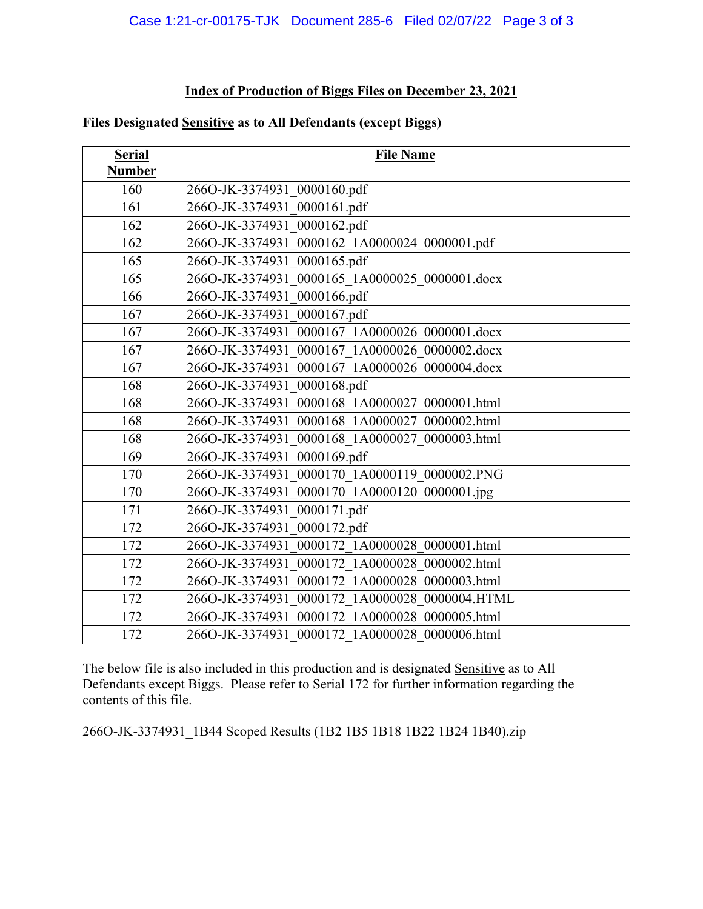## **Index of Production of Biggs Files on December 23, 2021**

**Files Designated Sensitive as to All Defendants (except Biggs)**

| Serial Number | File Name |
|---|---|
| 160 | 266O-JK-3374931_0000160.pdf |
| 161 | 266O-JK-3374931_0000161.pdf |
| 162 | 266O-JK-3374931_0000162.pdf |
| 162 | 266O-JK-3374931_0000162_1A0000024_0000001.pdf |
| 165 | 266O-JK-3374931_0000165.pdf |
| 165 | 266O-JK-3374931_0000165_1A0000025_0000001.docx |
| 166 | 266O-JK-3374931_0000166.pdf |
| 167 | 266O-JK-3374931_0000167.pdf |
| 167 | 266O-JK-3374931_0000167_1A0000026_0000001.docx |
| 167 | 266O-JK-3374931_0000167_1A0000026_0000002.docx |
| 167 | 266O-JK-3374931_0000167_1A0000026_0000004.docx |
| 168 | 266O-JK-3374931_0000168.pdf |
| 168 | 266O-JK-3374931_0000168_1A0000027_0000001.html |
| 168 | 266O-JK-3374931_0000168_1A0000027_0000002.html |
| 168 | 266O-JK-3374931_0000168_1A0000027_0000003.html |
| 169 | 266O-JK-3374931_0000169.pdf |
| 170 | 266O-JK-3374931_0000170_1A0000119_0000002.PNG |
| 170 | 266O-JK-3374931_0000170_1A0000120_0000001.jpg |
| 171 | 266O-JK-3374931_0000171.pdf |
| 172 | 266O-JK-3374931_0000172.pdf |
| 172 | 266O-JK-3374931_0000172_1A0000028_0000001.html |
| 172 | 266O-JK-3374931_0000172_1A0000028_0000002.html |
| 172 | 266O-JK-3374931_0000172_1A0000028_0000003.html |
| 172 | 266O-JK-3374931_0000172_1A0000028_0000004.HTML |
| 172 | 266O-JK-3374931_0000172_1A0000028_0000005.html |
| 172 | 266O-JK-3374931_0000172_1A0000028_0000006.html |

The below file is also included in this production and is designated Sensitive as to All Defendants except Biggs. Please refer to Serial 172 for further information regarding the contents of this file.

266O-JK-3374931_1B44 Scoped Results (1B2 1B5 1B18 1B22 1B24 1B40).zip